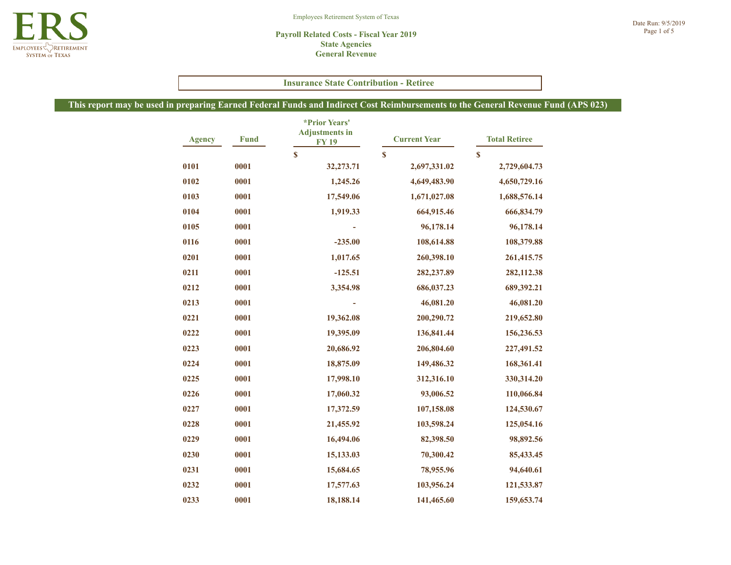Employees Retirement System of Texas

# Payroll Related Costs - Fiscal Year 2019
## State Agencies
## General Revenue

Date Run: 9/5/2019

### Insurance State Contribution - Retiree

**This report may be used in preparing Earned Federal Funds and Indirect Cost Reimbursements to the General Revenue Fund (APS 023)**

| Agency | Fund | *Prior Years' Adjustments in FY 19 | Current Year | Total Retiree |
|---|---|---:|---:|---:|
| | | $ | $ | $ |
| 0101 | 0001 | 32,273.71 | 2,697,331.02 | 2,729,604.73 |
| 0102 | 0001 | 1,245.26 | 4,649,483.90 | 4,650,729.16 |
| 0103 | 0001 | 17,549.06 | 1,671,027.08 | 1,688,576.14 |
| 0104 | 0001 | 1,919.33 | 664,915.46 | 666,834.79 |
| 0105 | 0001 | - | 96,178.14 | 96,178.14 |
| 0116 | 0001 | -235.00 | 108,614.88 | 108,379.88 |
| 0201 | 0001 | 1,017.65 | 260,398.10 | 261,415.75 |
| 0211 | 0001 | -125.51 | 282,237.89 | 282,112.38 |
| 0212 | 0001 | 3,354.98 | 686,037.23 | 689,392.21 |
| 0213 | 0001 | - | 46,081.20 | 46,081.20 |
| 0221 | 0001 | 19,362.08 | 200,290.72 | 219,652.80 |
| 0222 | 0001 | 19,395.09 | 136,841.44 | 156,236.53 |
| 0223 | 0001 | 20,686.92 | 206,804.60 | 227,491.52 |
| 0224 | 0001 | 18,875.09 | 149,486.32 | 168,361.41 |
| 0225 | 0001 | 17,998.10 | 312,316.10 | 330,314.20 |
| 0226 | 0001 | 17,060.32 | 93,006.52 | 110,066.84 |
| 0227 | 0001 | 17,372.59 | 107,158.08 | 124,530.67 |
| 0228 | 0001 | 21,455.92 | 103,598.24 | 125,054.16 |
| 0229 | 0001 | 16,494.06 | 82,398.50 | 98,892.56 |
| 0230 | 0001 | 15,133.03 | 70,300.42 | 85,433.45 |
| 0231 | 0001 | 15,684.65 | 78,955.96 | 94,640.61 |
| 0232 | 0001 | 17,577.63 | 103,956.24 | 121,533.87 |
| 0233 | 0001 | 18,188.14 | 141,465.60 | 159,653.74 |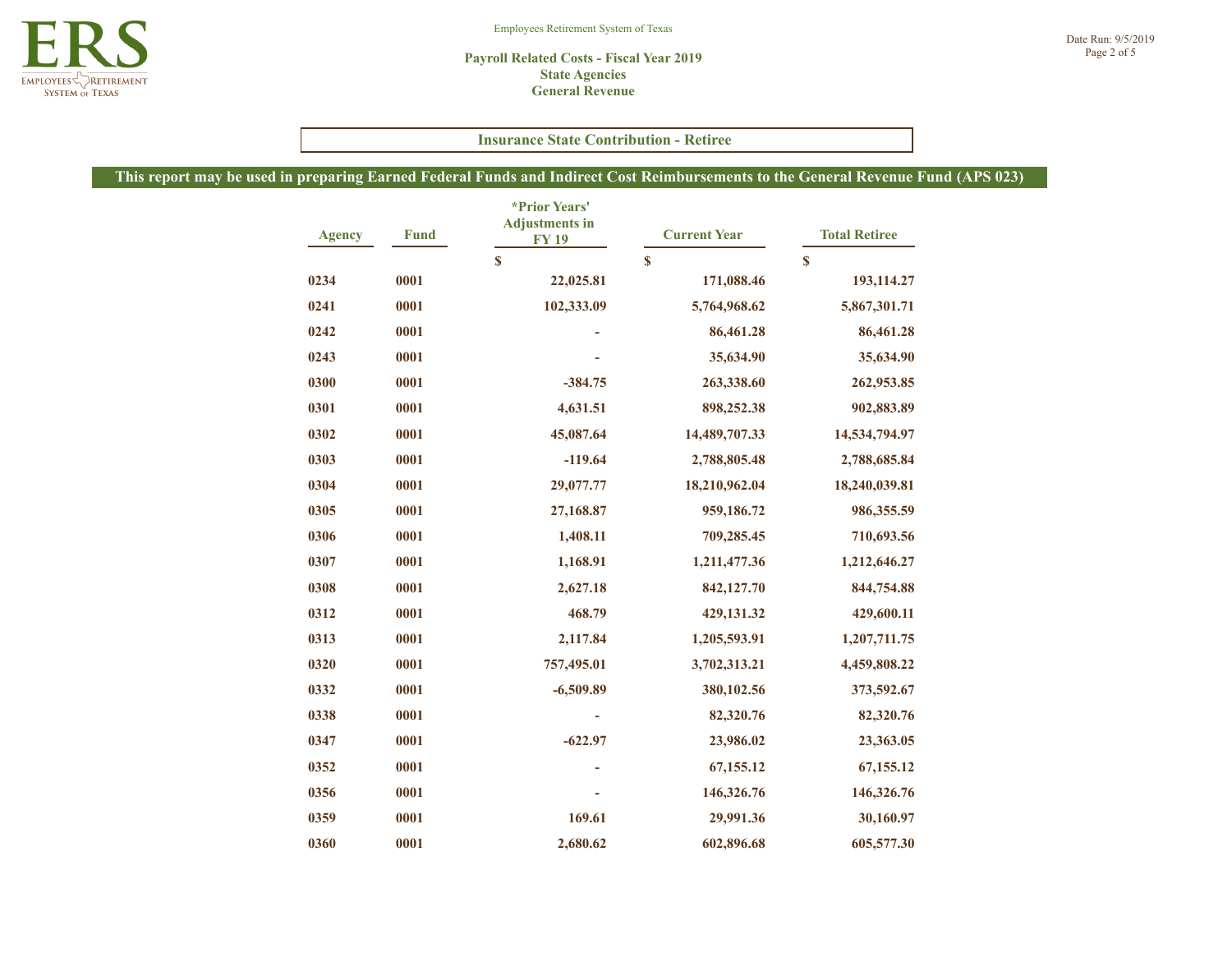Employees Retirement System of Texas

**Payroll Related Costs - Fiscal Year 2019**
**State Agencies**
**General Revenue**

Date Run: 9/5/2019

## Insurance State Contribution - Retiree

**This report may be used in preparing Earned Federal Funds and Indirect Cost Reimbursements to the General Revenue Fund (APS 023)**

| Agency | Fund | *Prior Years' Adjustments in FY 19 | Current Year | Total Retiree |
|---|---|---|---|---|
| | | $ | $ | $ |
| 0234 | 0001 | 22,025.81 | 171,088.46 | 193,114.27 |
| 0241 | 0001 | 102,333.09 | 5,764,968.62 | 5,867,301.71 |
| 0242 | 0001 | - | 86,461.28 | 86,461.28 |
| 0243 | 0001 | - | 35,634.90 | 35,634.90 |
| 0300 | 0001 | -384.75 | 263,338.60 | 262,953.85 |
| 0301 | 0001 | 4,631.51 | 898,252.38 | 902,883.89 |
| 0302 | 0001 | 45,087.64 | 14,489,707.33 | 14,534,794.97 |
| 0303 | 0001 | -119.64 | 2,788,805.48 | 2,788,685.84 |
| 0304 | 0001 | 29,077.77 | 18,210,962.04 | 18,240,039.81 |
| 0305 | 0001 | 27,168.87 | 959,186.72 | 986,355.59 |
| 0306 | 0001 | 1,408.11 | 709,285.45 | 710,693.56 |
| 0307 | 0001 | 1,168.91 | 1,211,477.36 | 1,212,646.27 |
| 0308 | 0001 | 2,627.18 | 842,127.70 | 844,754.88 |
| 0312 | 0001 | 468.79 | 429,131.32 | 429,600.11 |
| 0313 | 0001 | 2,117.84 | 1,205,593.91 | 1,207,711.75 |
| 0320 | 0001 | 757,495.01 | 3,702,313.21 | 4,459,808.22 |
| 0332 | 0001 | -6,509.89 | 380,102.56 | 373,592.67 |
| 0338 | 0001 | - | 82,320.76 | 82,320.76 |
| 0347 | 0001 | -622.97 | 23,986.02 | 23,363.05 |
| 0352 | 0001 | - | 67,155.12 | 67,155.12 |
| 0356 | 0001 | - | 146,326.76 | 146,326.76 |
| 0359 | 0001 | 169.61 | 29,991.36 | 30,160.97 |
| 0360 | 0001 | 2,680.62 | 602,896.68 | 605,577.30 |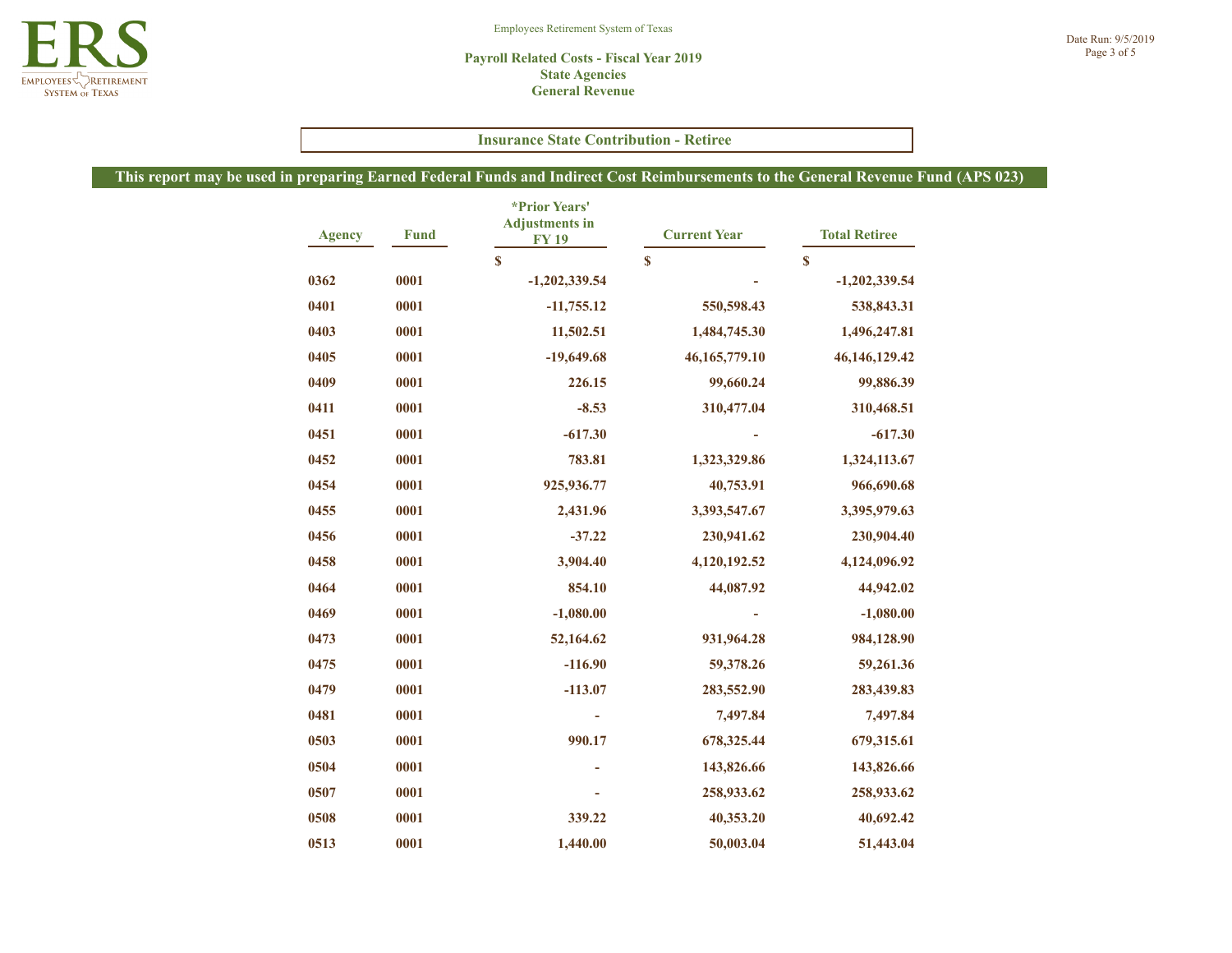Employees Retirement System of Texas

**Payroll Related Costs - Fiscal Year 2019**
**State Agencies**
**General Revenue**

Date Run: 9/5/2019

## Insurance State Contribution - Retiree

**This report may be used in preparing Earned Federal Funds and Indirect Cost Reimbursements to the General Revenue Fund (APS 023)**

| Agency | Fund | *Prior Years' Adjustments in FY 19 | Current Year | Total Retiree |
|---|---|---|---|---|
| | | $ | $ | $ |
| 0362 | 0001 | -1,202,339.54 | - | -1,202,339.54 |
| 0401 | 0001 | -11,755.12 | 550,598.43 | 538,843.31 |
| 0403 | 0001 | 11,502.51 | 1,484,745.30 | 1,496,247.81 |
| 0405 | 0001 | -19,649.68 | 46,165,779.10 | 46,146,129.42 |
| 0409 | 0001 | 226.15 | 99,660.24 | 99,886.39 |
| 0411 | 0001 | -8.53 | 310,477.04 | 310,468.51 |
| 0451 | 0001 | -617.30 | - | -617.30 |
| 0452 | 0001 | 783.81 | 1,323,329.86 | 1,324,113.67 |
| 0454 | 0001 | 925,936.77 | 40,753.91 | 966,690.68 |
| 0455 | 0001 | 2,431.96 | 3,393,547.67 | 3,395,979.63 |
| 0456 | 0001 | -37.22 | 230,941.62 | 230,904.40 |
| 0458 | 0001 | 3,904.40 | 4,120,192.52 | 4,124,096.92 |
| 0464 | 0001 | 854.10 | 44,087.92 | 44,942.02 |
| 0469 | 0001 | -1,080.00 | - | -1,080.00 |
| 0473 | 0001 | 52,164.62 | 931,964.28 | 984,128.90 |
| 0475 | 0001 | -116.90 | 59,378.26 | 59,261.36 |
| 0479 | 0001 | -113.07 | 283,552.90 | 283,439.83 |
| 0481 | 0001 | - | 7,497.84 | 7,497.84 |
| 0503 | 0001 | 990.17 | 678,325.44 | 679,315.61 |
| 0504 | 0001 | - | 143,826.66 | 143,826.66 |
| 0507 | 0001 | - | 258,933.62 | 258,933.62 |
| 0508 | 0001 | 339.22 | 40,353.20 | 40,692.42 |
| 0513 | 0001 | 1,440.00 | 50,003.04 | 51,443.04 |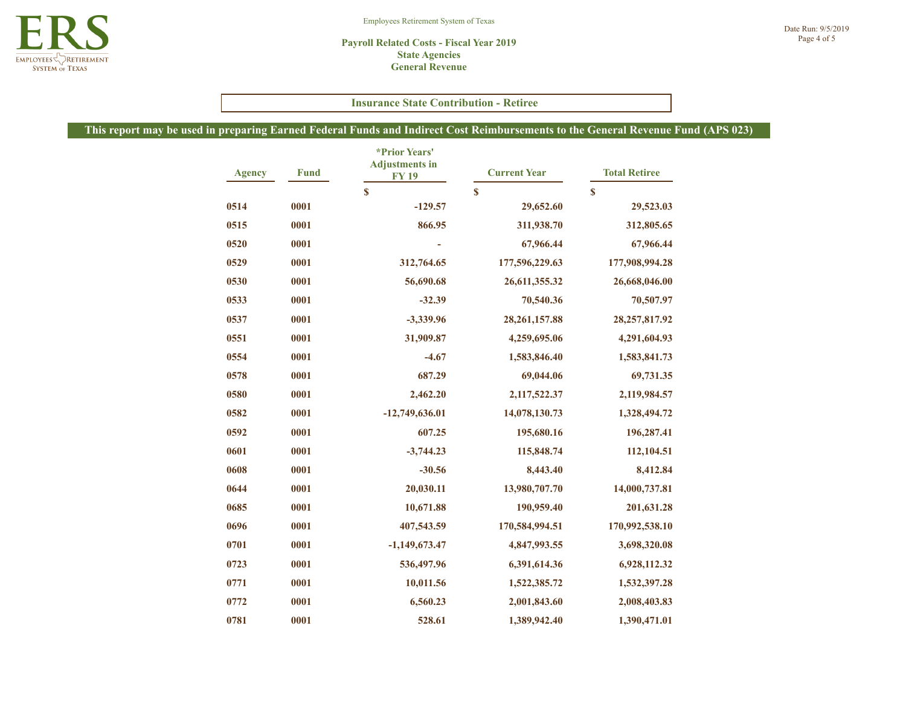Employees Retirement System of Texas

**Payroll Related Costs - Fiscal Year 2019**
**State Agencies**
**General Revenue**

**Insurance State Contribution - Retiree**

**This report may be used in preparing Earned Federal Funds and Indirect Cost Reimbursements to the General Revenue Fund (APS 023)**

| Agency | Fund | *Prior Years' Adjustments in FY 19 | Current Year | Total Retiree |
|---|---|---|---|---|
| | | $ | $ | $ |
| 0514 | 0001 | -129.57 | 29,652.60 | 29,523.03 |
| 0515 | 0001 | 866.95 | 311,938.70 | 312,805.65 |
| 0520 | 0001 | - | 67,966.44 | 67,966.44 |
| 0529 | 0001 | 312,764.65 | 177,596,229.63 | 177,908,994.28 |
| 0530 | 0001 | 56,690.68 | 26,611,355.32 | 26,668,046.00 |
| 0533 | 0001 | -32.39 | 70,540.36 | 70,507.97 |
| 0537 | 0001 | -3,339.96 | 28,261,157.88 | 28,257,817.92 |
| 0551 | 0001 | 31,909.87 | 4,259,695.06 | 4,291,604.93 |
| 0554 | 0001 | -4.67 | 1,583,846.40 | 1,583,841.73 |
| 0578 | 0001 | 687.29 | 69,044.06 | 69,731.35 |
| 0580 | 0001 | 2,462.20 | 2,117,522.37 | 2,119,984.57 |
| 0582 | 0001 | -12,749,636.01 | 14,078,130.73 | 1,328,494.72 |
| 0592 | 0001 | 607.25 | 195,680.16 | 196,287.41 |
| 0601 | 0001 | -3,744.23 | 115,848.74 | 112,104.51 |
| 0608 | 0001 | -30.56 | 8,443.40 | 8,412.84 |
| 0644 | 0001 | 20,030.11 | 13,980,707.70 | 14,000,737.81 |
| 0685 | 0001 | 10,671.88 | 190,959.40 | 201,631.28 |
| 0696 | 0001 | 407,543.59 | 170,584,994.51 | 170,992,538.10 |
| 0701 | 0001 | -1,149,673.47 | 4,847,993.55 | 3,698,320.08 |
| 0723 | 0001 | 536,497.96 | 6,391,614.36 | 6,928,112.32 |
| 0771 | 0001 | 10,011.56 | 1,522,385.72 | 1,532,397.28 |
| 0772 | 0001 | 6,560.23 | 2,001,843.60 | 2,008,403.83 |
| 0781 | 0001 | 528.61 | 1,389,942.40 | 1,390,471.01 |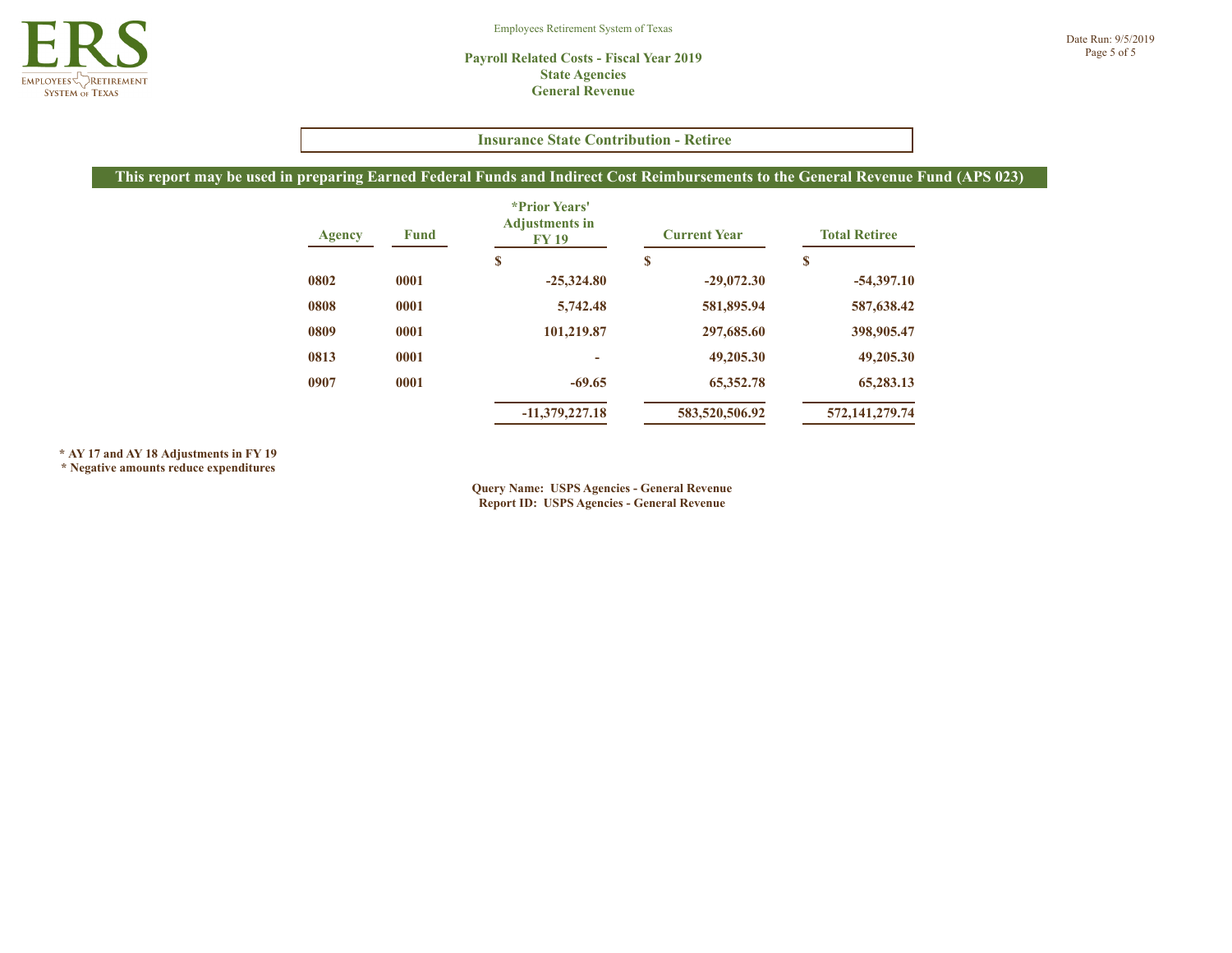Employees Retirement System of Texas

**Payroll Related Costs - Fiscal Year 2019**
**State Agencies**
**General Revenue**

Date Run: 9/5/2019

## Insurance State Contribution - Retiree

**This report may be used in preparing Earned Federal Funds and Indirect Cost Reimbursements to the General Revenue Fund (APS 023)**

| Agency | Fund | *Prior Years' Adjustments in FY 19 | Current Year | Total Retiree |
|---|---|---|---|---|
| | | $ | $ | $ |
| 0802 | 0001 | -25,324.80 | -29,072.30 | -54,397.10 |
| 0808 | 0001 | 5,742.48 | 581,895.94 | 587,638.42 |
| 0809 | 0001 | 101,219.87 | 297,685.60 | 398,905.47 |
| 0813 | 0001 | - | 49,205.30 | 49,205.30 |
| 0907 | 0001 | -69.65 | 65,352.78 | 65,283.13 |
| | | -11,379,227.18 | 583,520,506.92 | 572,141,279.74 |

\* AY 17 and AY 18 Adjustments in FY 19
\* Negative amounts reduce expenditures

Query Name: USPS Agencies - General Revenue
Report ID: USPS Agencies - General Revenue